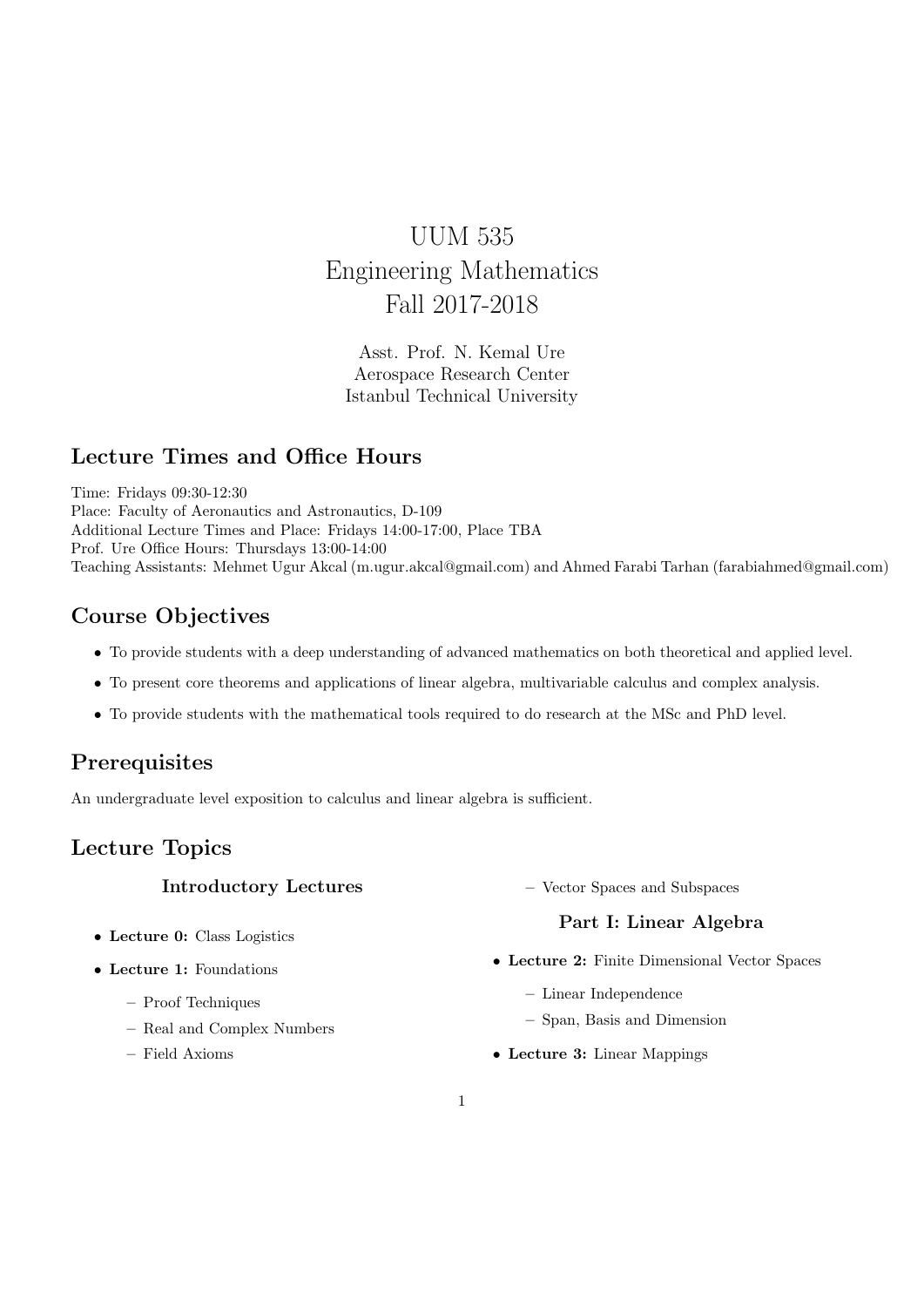# UUM 535
# Engineering Mathematics
# Fall 2017-2018

Asst. Prof. N. Kemal Ure
Aerospace Research Center
Istanbul Technical University

## Lecture Times and Office Hours

Time: Fridays 09:30-12:30
Place: Faculty of Aeronautics and Astronautics, D-109
Additional Lecture Times and Place: Fridays 14:00-17:00, Place TBA
Prof. Ure Office Hours: Thursdays 13:00-14:00
Teaching Assistants: Mehmet Ugur Akcal (m.ugur.akcal@gmail.com) and Ahmed Farabi Tarhan (farabiahmed@gmail.com)

## Course Objectives

- To provide students with a deep understanding of advanced mathematics on both theoretical and applied level.
- To present core theorems and applications of linear algebra, multivariable calculus and complex analysis.
- To provide students with the mathematical tools required to do research at the MSc and PhD level.

## Prerequisites

An undergraduate level exposition to calculus and linear algebra is sufficient.

## Lecture Topics

### Introductory Lectures

- **Lecture 0:** Class Logistics
- **Lecture 1:** Foundations
  - Proof Techniques
  - Real and Complex Numbers
  - Field Axioms
  - Vector Spaces and Subspaces

### Part I: Linear Algebra

- **Lecture 2:** Finite Dimensional Vector Spaces
  - Linear Independence
  - Span, Basis and Dimension
- **Lecture 3:** Linear Mappings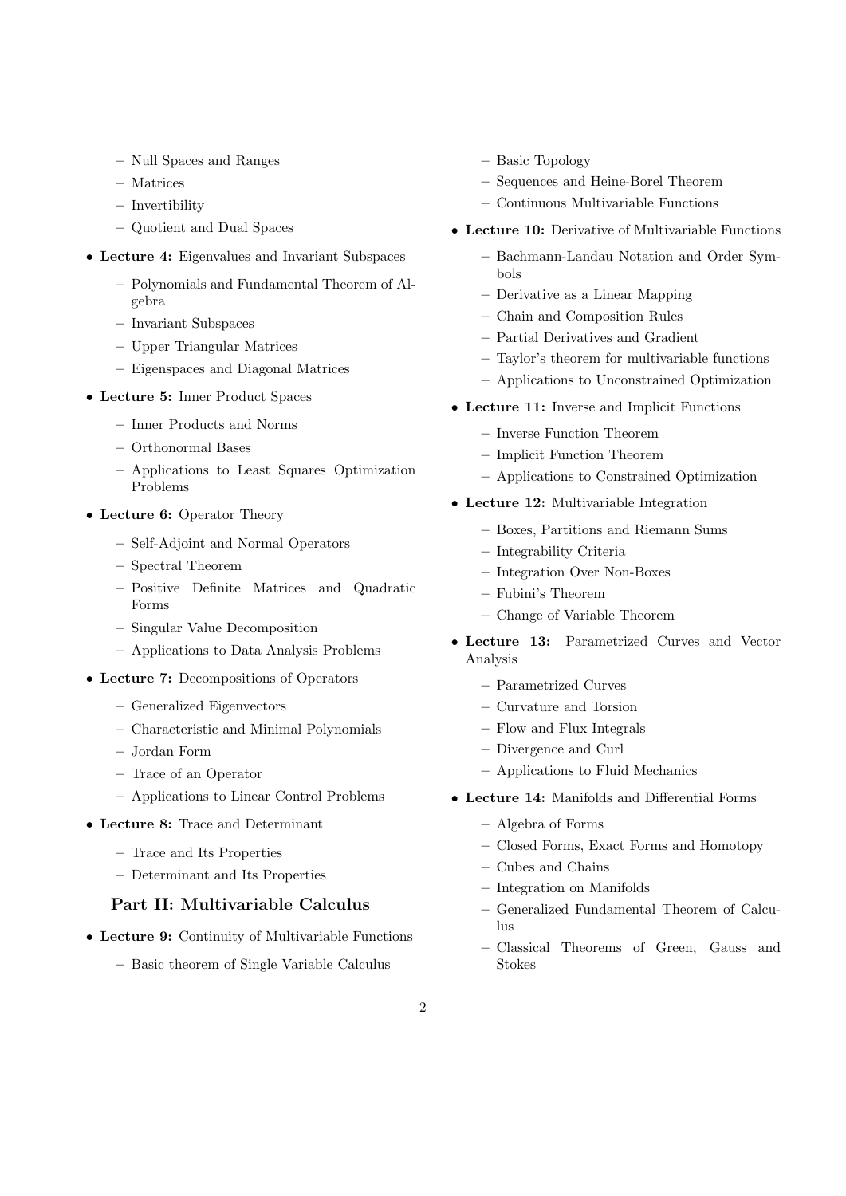- Null Spaces and Ranges
  - Matrices
  - Invertibility
  - Quotient and Dual Spaces

- **Lecture 4:** Eigenvalues and Invariant Subspaces
  - Polynomials and Fundamental Theorem of Algebra
  - Invariant Subspaces
  - Upper Triangular Matrices
  - Eigenspaces and Diagonal Matrices

- **Lecture 5:** Inner Product Spaces
  - Inner Products and Norms
  - Orthonormal Bases
  - Applications to Least Squares Optimization Problems

- **Lecture 6:** Operator Theory
  - Self-Adjoint and Normal Operators
  - Spectral Theorem
  - Positive Definite Matrices and Quadratic Forms
  - Singular Value Decomposition
  - Applications to Data Analysis Problems

- **Lecture 7:** Decompositions of Operators
  - Generalized Eigenvectors
  - Characteristic and Minimal Polynomials
  - Jordan Form
  - Trace of an Operator
  - Applications to Linear Control Problems

- **Lecture 8:** Trace and Determinant
  - Trace and Its Properties
  - Determinant and Its Properties

### Part II: Multivariable Calculus

- **Lecture 9:** Continuity of Multivariable Functions
  - Basic theorem of Single Variable Calculus
  - Basic Topology
  - Sequences and Heine-Borel Theorem
  - Continuous Multivariable Functions

- **Lecture 10:** Derivative of Multivariable Functions
  - Bachmann-Landau Notation and Order Symbols
  - Derivative as a Linear Mapping
  - Chain and Composition Rules
  - Partial Derivatives and Gradient
  - Taylor's theorem for multivariable functions
  - Applications to Unconstrained Optimization

- **Lecture 11:** Inverse and Implicit Functions
  - Inverse Function Theorem
  - Implicit Function Theorem
  - Applications to Constrained Optimization

- **Lecture 12:** Multivariable Integration
  - Boxes, Partitions and Riemann Sums
  - Integrability Criteria
  - Integration Over Non-Boxes
  - Fubini's Theorem
  - Change of Variable Theorem

- **Lecture 13:** Parametrized Curves and Vector Analysis
  - Parametrized Curves
  - Curvature and Torsion
  - Flow and Flux Integrals
  - Divergence and Curl
  - Applications to Fluid Mechanics

- **Lecture 14:** Manifolds and Differential Forms
  - Algebra of Forms
  - Closed Forms, Exact Forms and Homotopy
  - Cubes and Chains
  - Integration on Manifolds
  - Generalized Fundamental Theorem of Calculus
  - Classical Theorems of Green, Gauss and Stokes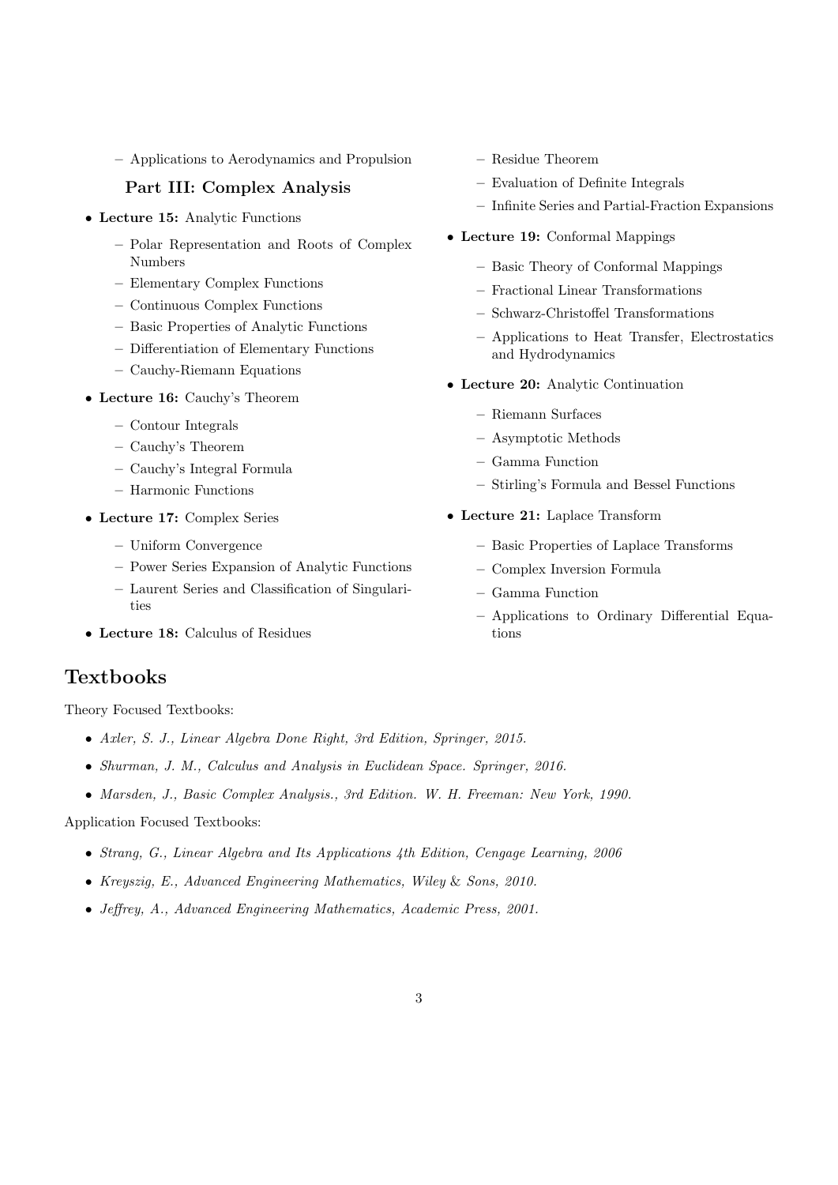- Applications to Aerodynamics and Propulsion

### Part III: Complex Analysis

- **Lecture 15:** Analytic Functions
  - Polar Representation and Roots of Complex Numbers
  - Elementary Complex Functions
  - Continuous Complex Functions
  - Basic Properties of Analytic Functions
  - Differentiation of Elementary Functions
  - Cauchy-Riemann Equations
- **Lecture 16:** Cauchy's Theorem
  - Contour Integrals
  - Cauchy's Theorem
  - Cauchy's Integral Formula
  - Harmonic Functions
- **Lecture 17:** Complex Series
  - Uniform Convergence
  - Power Series Expansion of Analytic Functions
  - Laurent Series and Classification of Singularities
- **Lecture 18:** Calculus of Residues
  - Residue Theorem
  - Evaluation of Definite Integrals
  - Infinite Series and Partial-Fraction Expansions
- **Lecture 19:** Conformal Mappings
  - Basic Theory of Conformal Mappings
  - Fractional Linear Transformations
  - Schwarz-Christoffel Transformations
  - Applications to Heat Transfer, Electrostatics and Hydrodynamics
- **Lecture 20:** Analytic Continuation
  - Riemann Surfaces
  - Asymptotic Methods
  - Gamma Function
  - Stirling's Formula and Bessel Functions
- **Lecture 21:** Laplace Transform
  - Basic Properties of Laplace Transforms
  - Complex Inversion Formula
  - Gamma Function
  - Applications to Ordinary Differential Equations

## Textbooks

Theory Focused Textbooks:

- *Axler, S. J., Linear Algebra Done Right, 3rd Edition, Springer, 2015.*
- *Shurman, J. M., Calculus and Analysis in Euclidean Space. Springer, 2016.*
- *Marsden, J., Basic Complex Analysis., 3rd Edition. W. H. Freeman: New York, 1990.*

Application Focused Textbooks:

- *Strang, G., Linear Algebra and Its Applications 4th Edition, Cengage Learning, 2006*
- *Kreyszig, E., Advanced Engineering Mathematics, Wiley & Sons, 2010.*
- *Jeffrey, A., Advanced Engineering Mathematics, Academic Press, 2001.*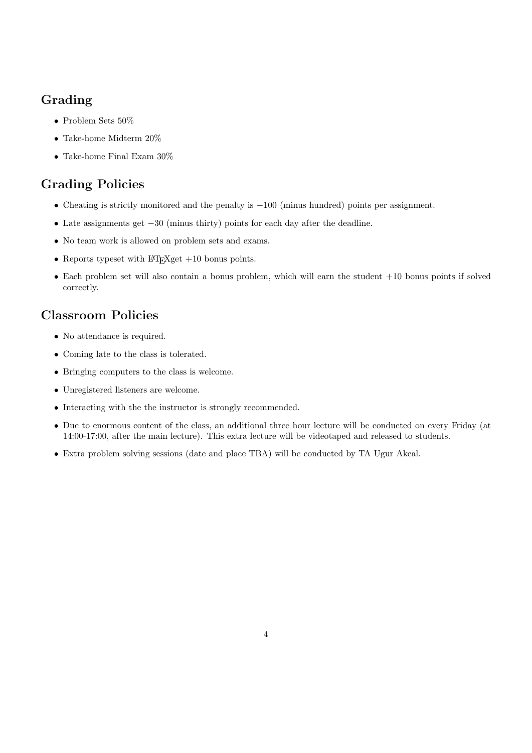## Grading

- Problem Sets 50%
- Take-home Midterm 20%
- Take-home Final Exam 30%

## Grading Policies

- Cheating is strictly monitored and the penalty is $-100$ (minus hundred) points per assignment.
- Late assignments get $-30$ (minus thirty) points for each day after the deadline.
- No team work is allowed on problem sets and exams.
- Reports typeset with LaTeXget $+10$ bonus points.
- Each problem set will also contain a bonus problem, which will earn the student $+10$ bonus points if solved correctly.

## Classroom Policies

- No attendance is required.
- Coming late to the class is tolerated.
- Bringing computers to the class is welcome.
- Unregistered listeners are welcome.
- Interacting with the the instructor is strongly recommended.
- Due to enormous content of the class, an additional three hour lecture will be conducted on every Friday (at 14:00-17:00, after the main lecture). This extra lecture will be videotaped and released to students.
- Extra problem solving sessions (date and place TBA) will be conducted by TA Ugur Akcal.